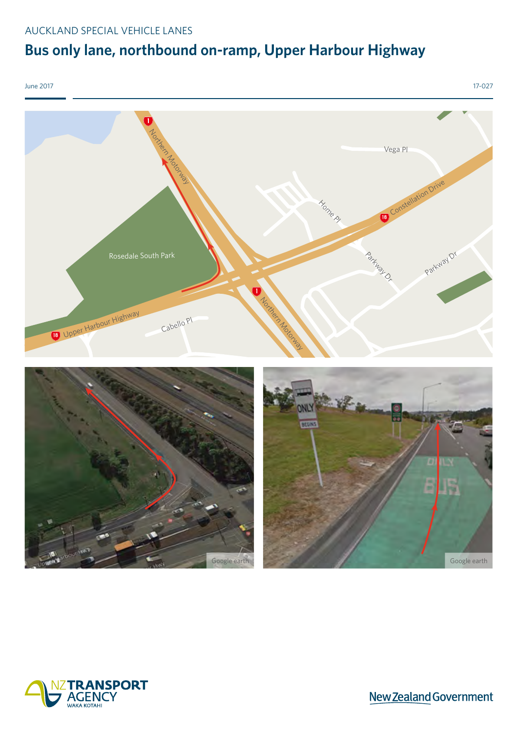AUCKLAND SPECIAL VEHICLE LANES

# Bus only lane, northbound on-ramp, Upper Harbour Highway

June 2017

17-027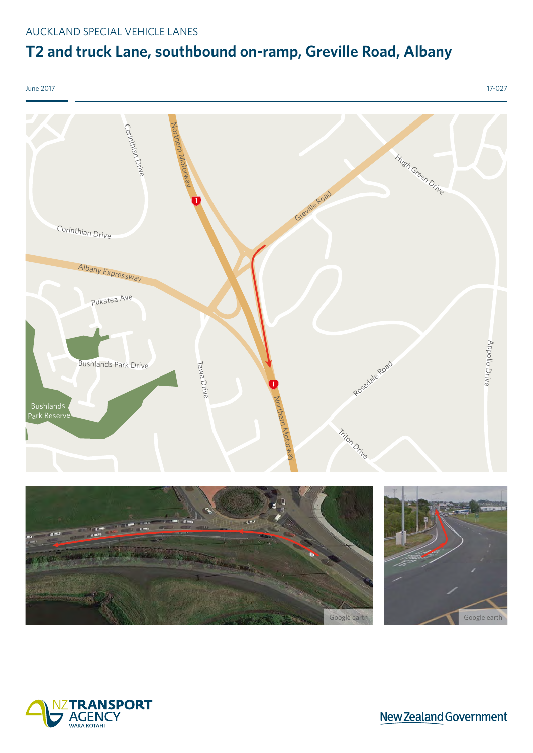AUCKLAND SPECIAL VEHICLE LANES

# T2 and truck Lane, southbound on-ramp, Greville Road, Albany

June 2017

17-027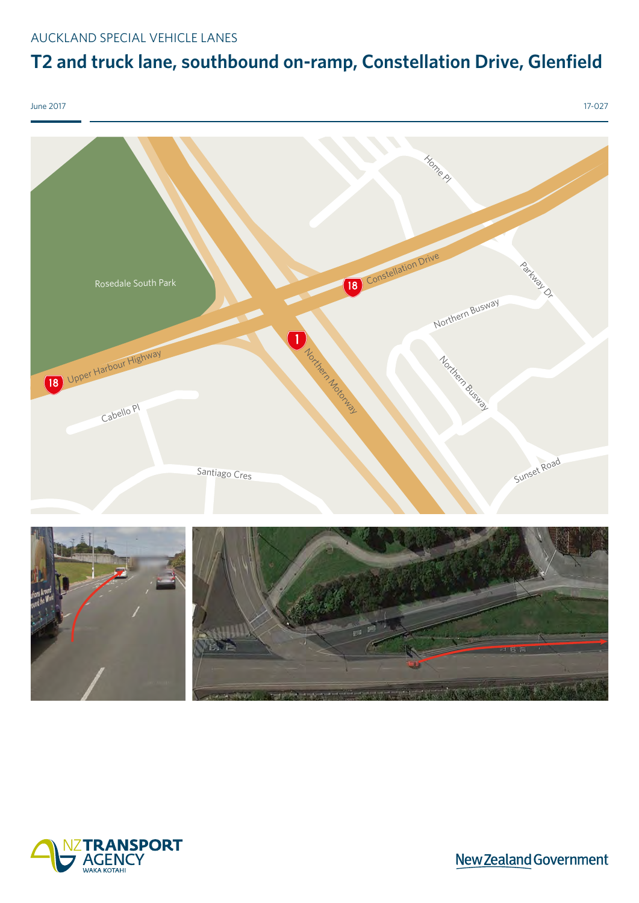AUCKLAND SPECIAL VEHICLE LANES

# T2 and truck lane, southbound on-ramp, Constellation Drive, Glenfield

June 2017

17-027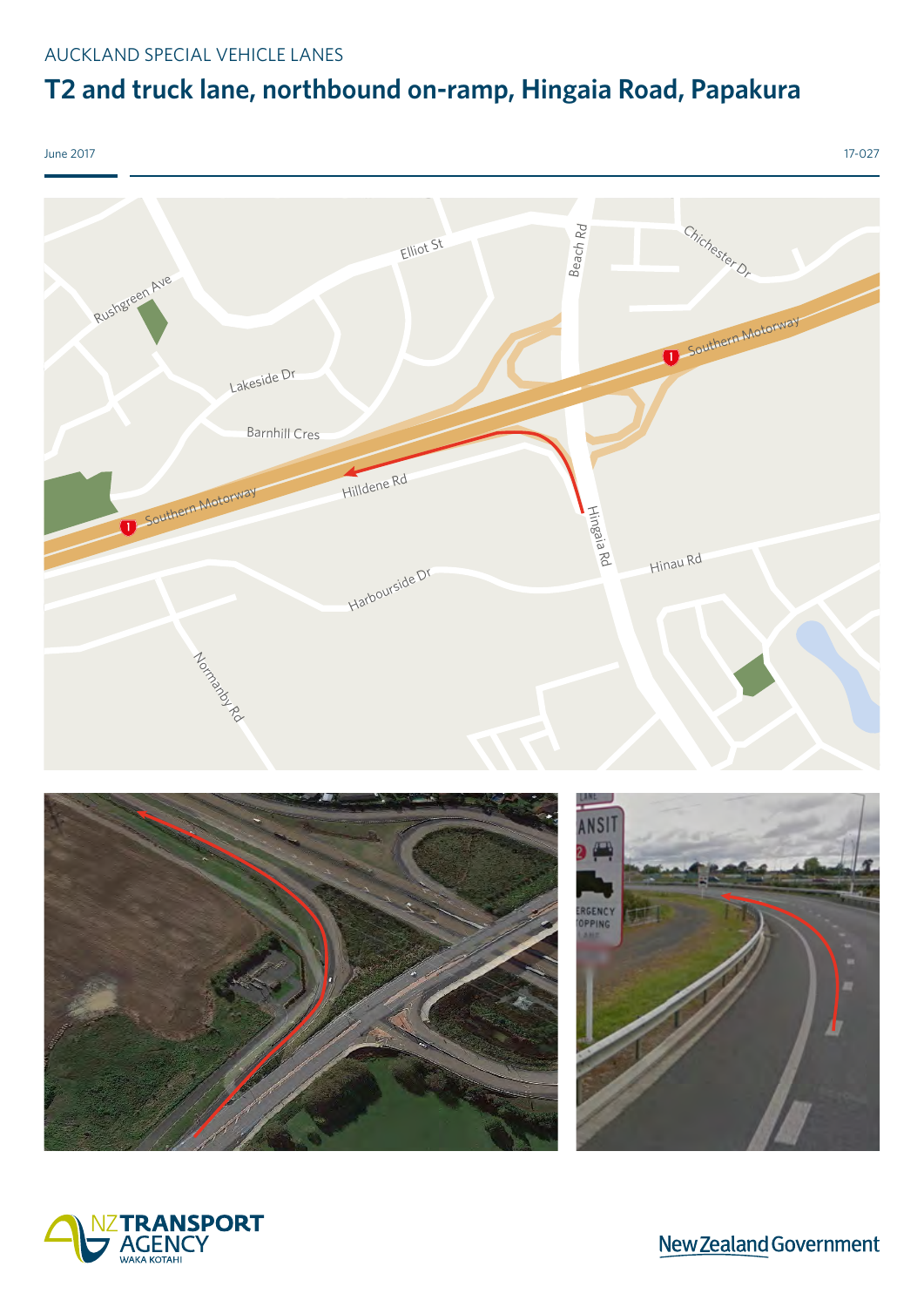AUCKLAND SPECIAL VEHICLE LANES

# T2 and truck lane, northbound on-ramp, Hingaia Road, Papakura

June 2017

17-027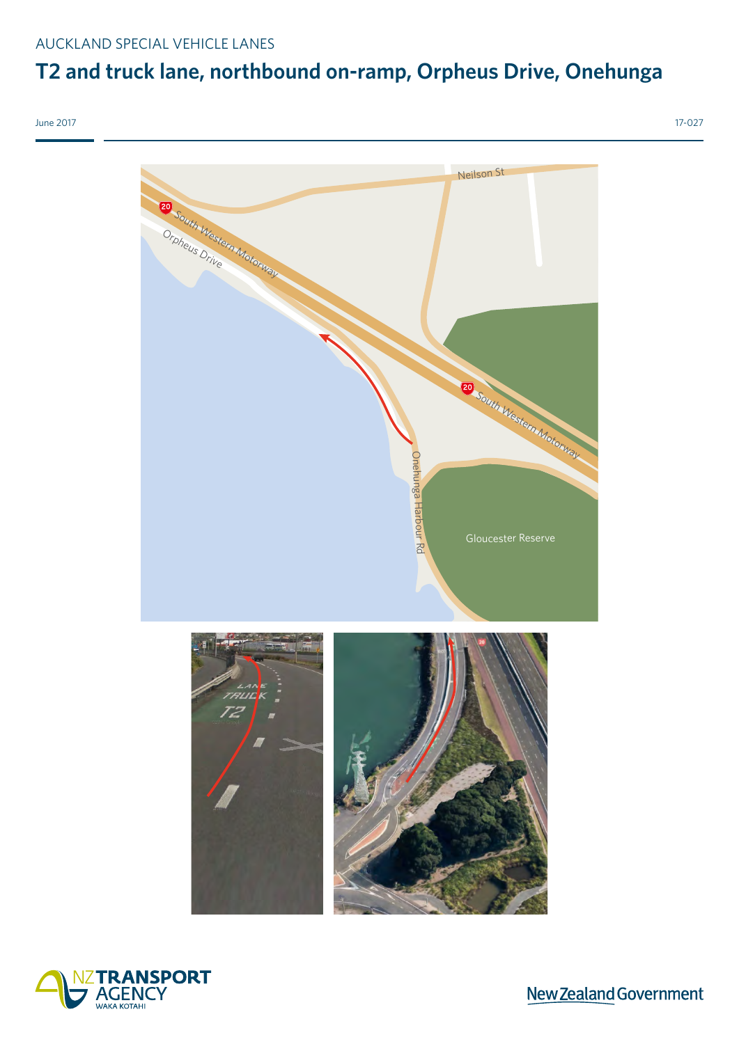AUCKLAND SPECIAL VEHICLE LANES

# T2 and truck lane, northbound on-ramp, Orpheus Drive, Onehunga

June 2017

17-027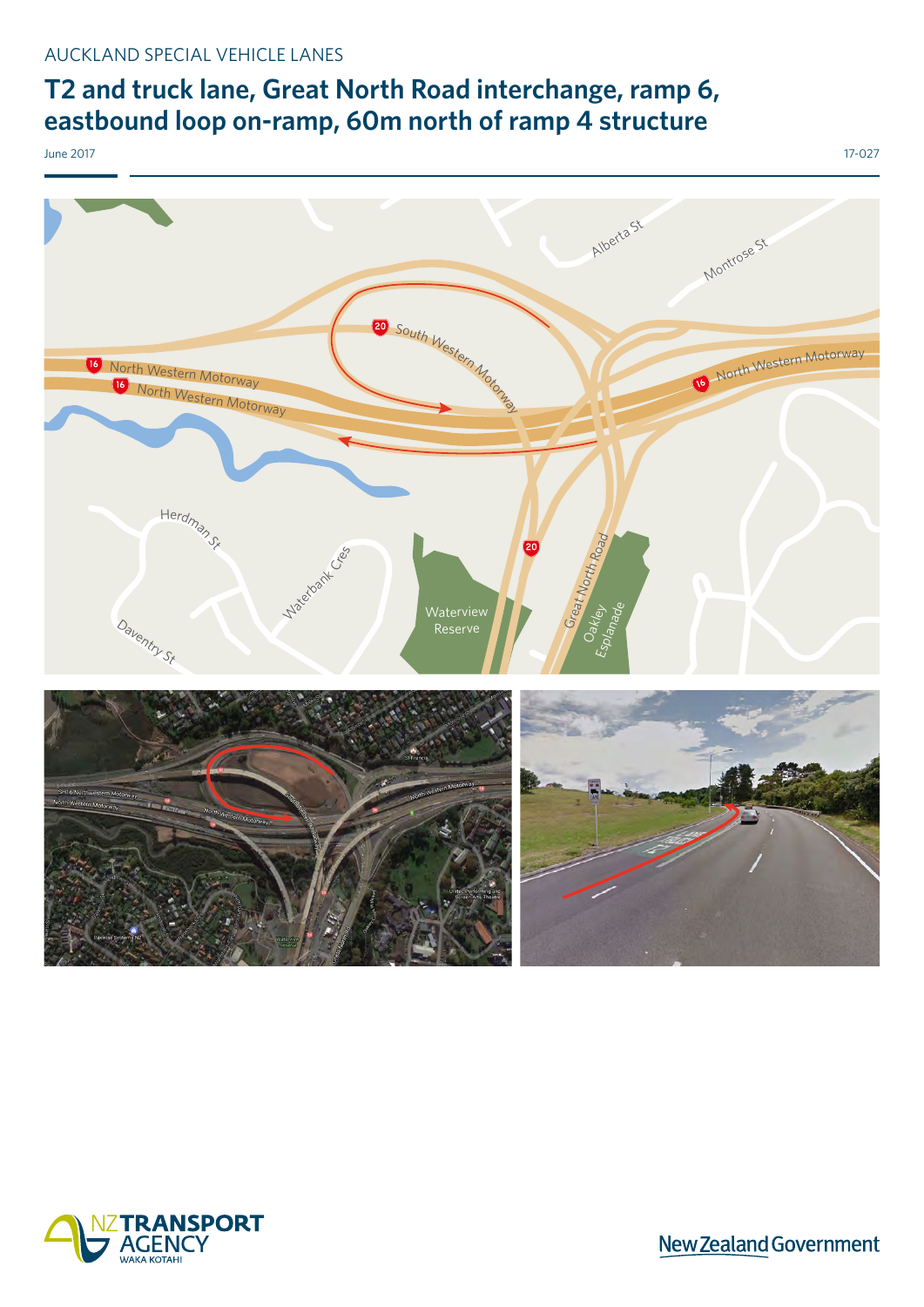AUCKLAND SPECIAL VEHICLE LANES

# T2 and truck lane, Great North Road interchange, ramp 6, eastbound loop on-ramp, 60m north of ramp 4 structure

June 2017

17-027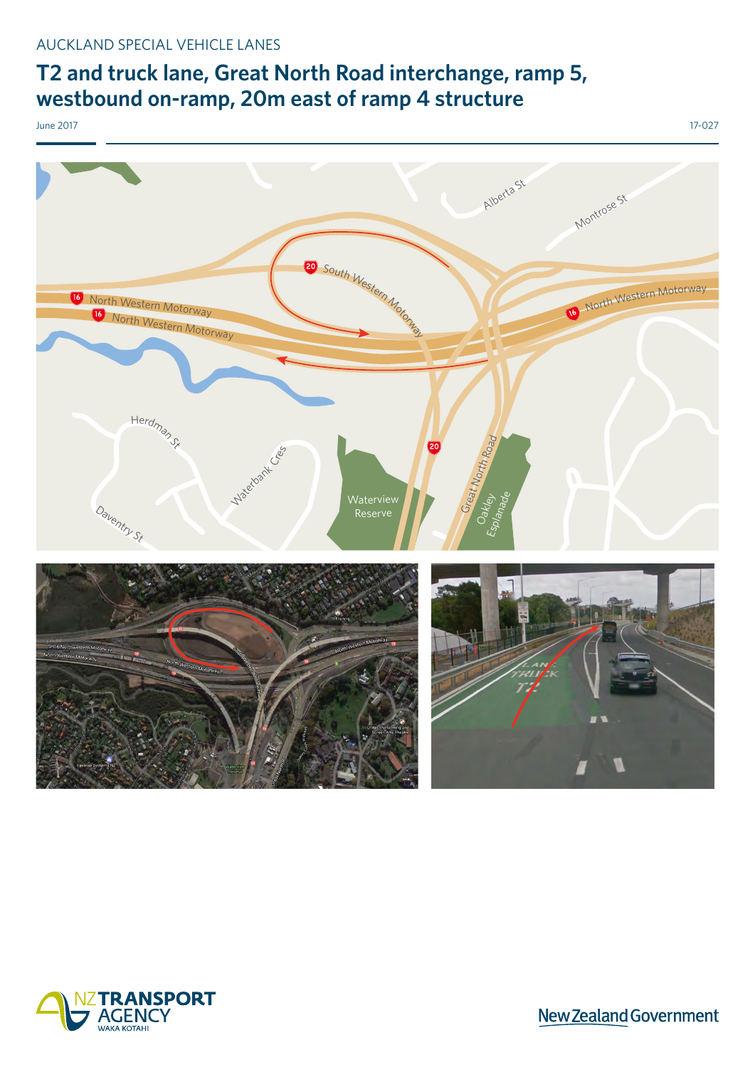AUCKLAND SPECIAL VEHICLE LANES

# T2 and truck lane, Great North Road interchange, ramp 5, westbound on-ramp, 20m east of ramp 4 structure

June 2017

17-027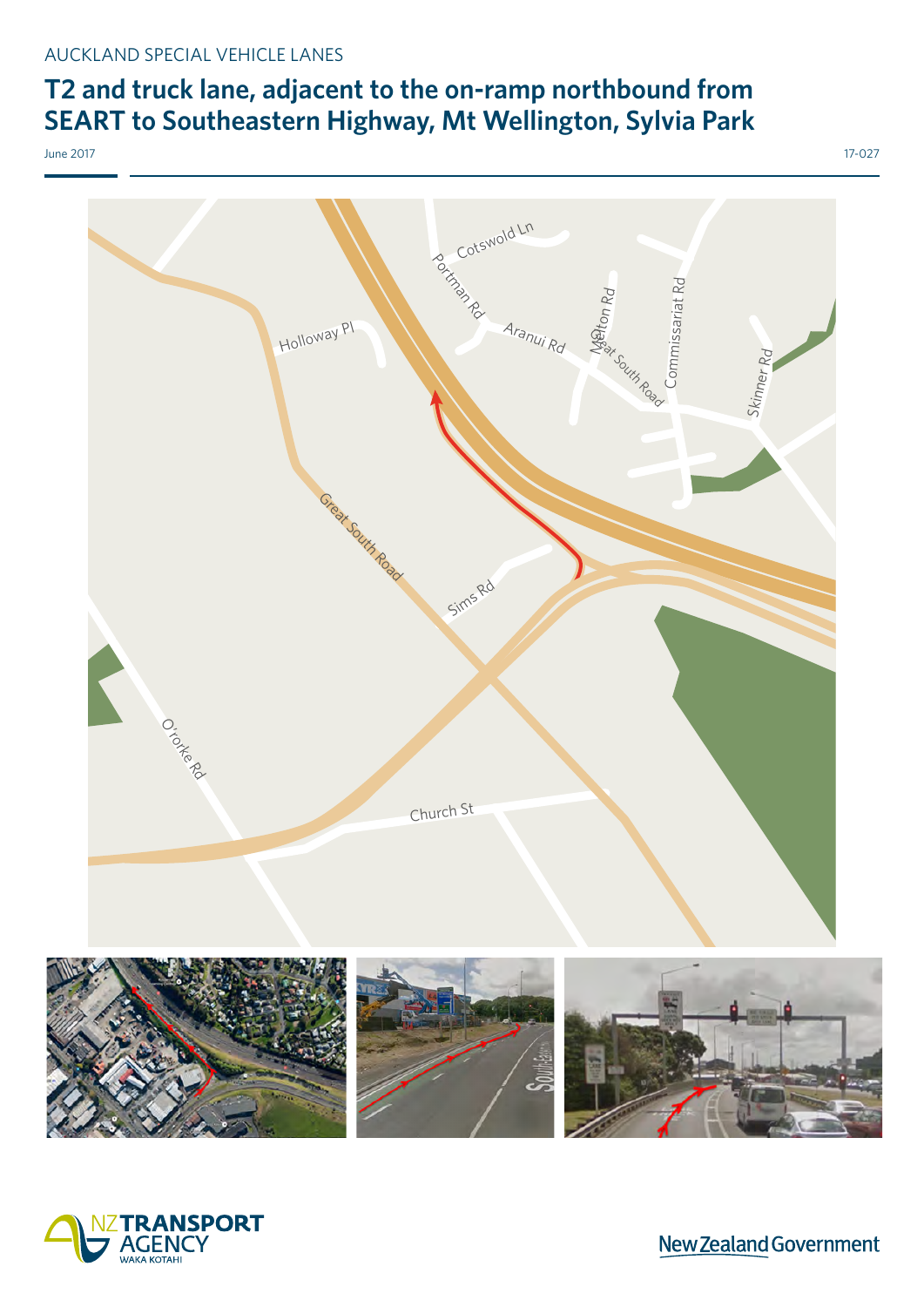AUCKLAND SPECIAL VEHICLE LANES

# T2 and truck lane, adjacent to the on-ramp northbound from SEART to Southeastern Highway, Mt Wellington, Sylvia Park

June 2017

17-027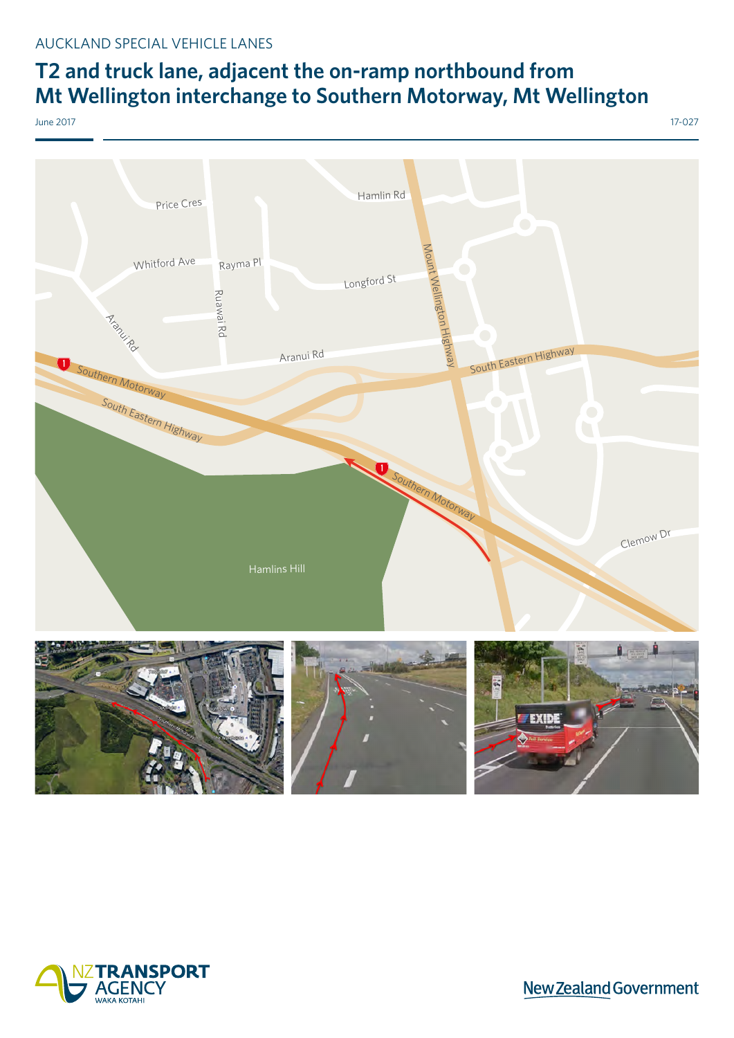AUCKLAND SPECIAL VEHICLE LANES

# T2 and truck lane, adjacent the on-ramp northbound from Mt Wellington interchange to Southern Motorway, Mt Wellington

June 2017

17-027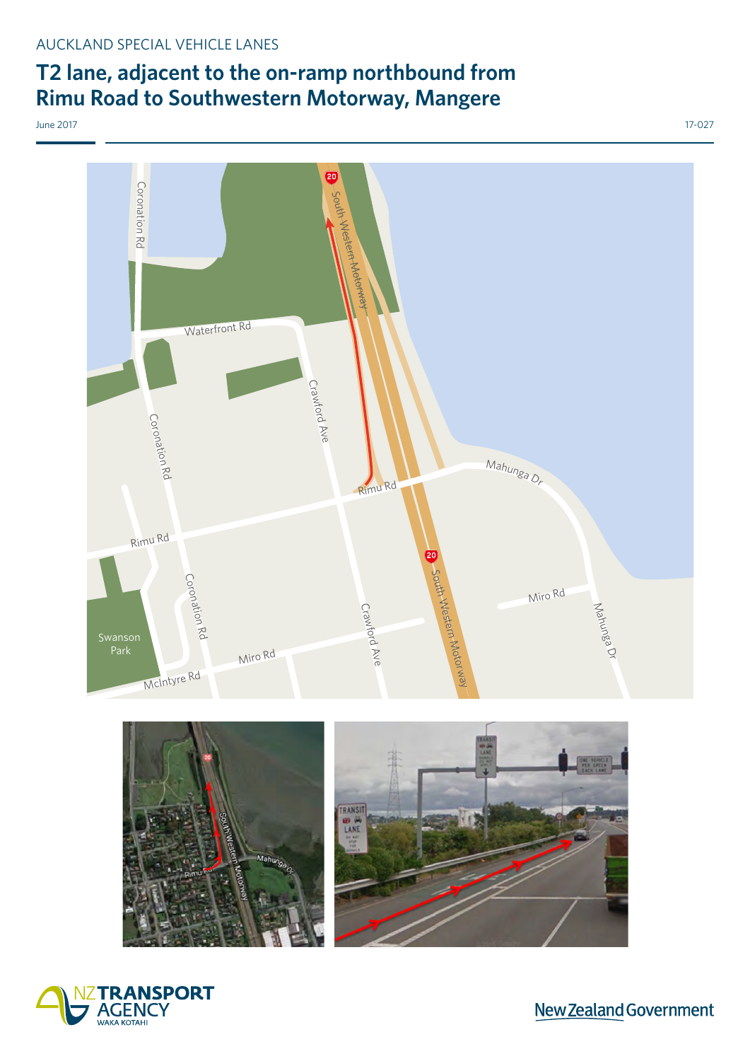AUCKLAND SPECIAL VEHICLE LANES

# T2 lane, adjacent to the on-ramp northbound from Rimu Road to Southwestern Motorway, Mangere

June 2017

17-027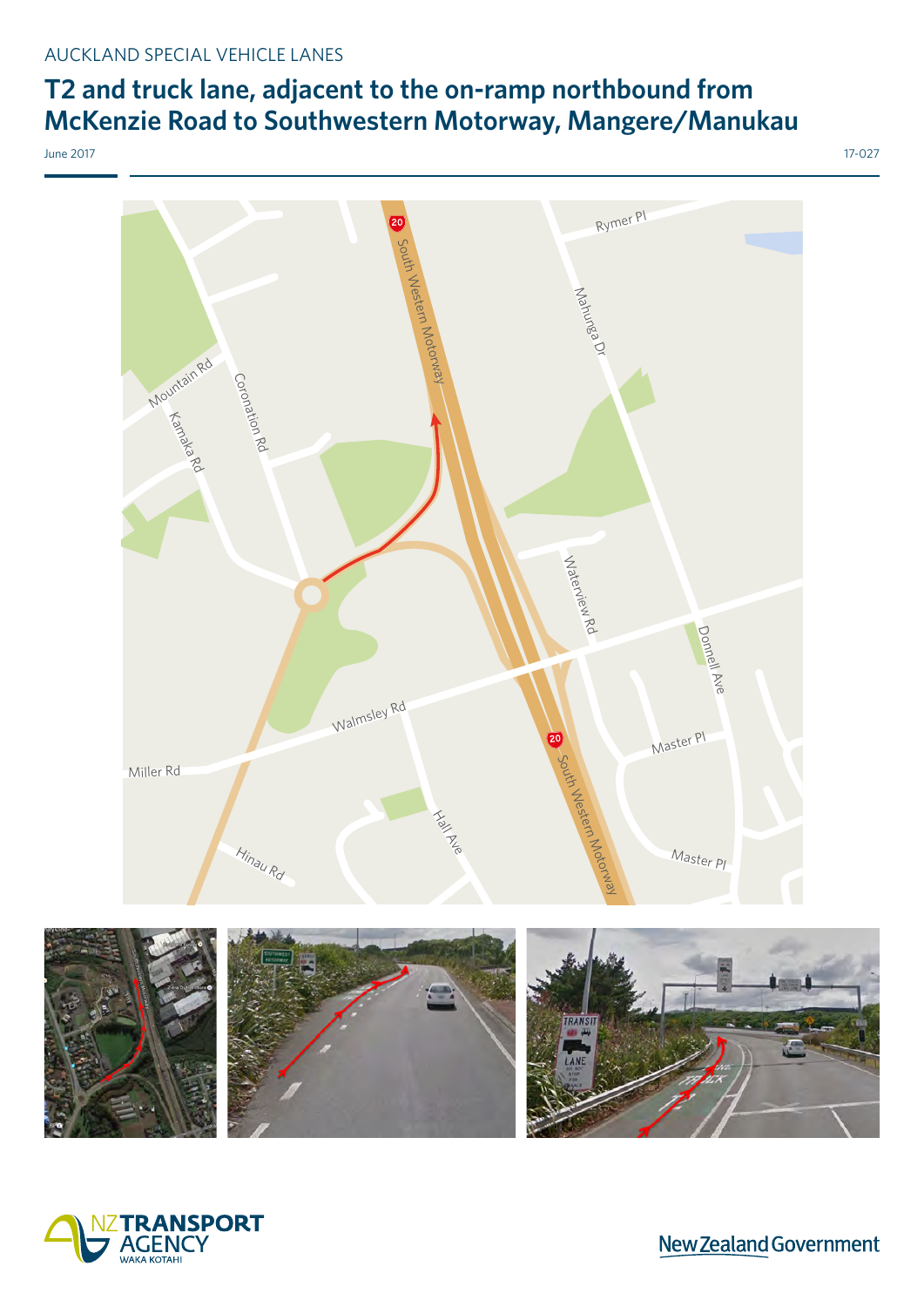AUCKLAND SPECIAL VEHICLE LANES

# T2 and truck lane, adjacent to the on-ramp northbound from McKenzie Road to Southwestern Motorway, Mangere/Manukau

June 2017

17-027

20
South Western Motorway
Rymer Pl
Mahunga Dr
Mountain Rd
Kamaka Rd
Coronation Rd
Waterview Rd
Donnell Ave
Walmsley Rd
Miller Rd
Hall Ave
Master Pl
Master Pl
Hinau Rd
20
South Western Motorway

NZ TRANSPORT AGENCY
WAKA KOTAHI

New Zealand Government